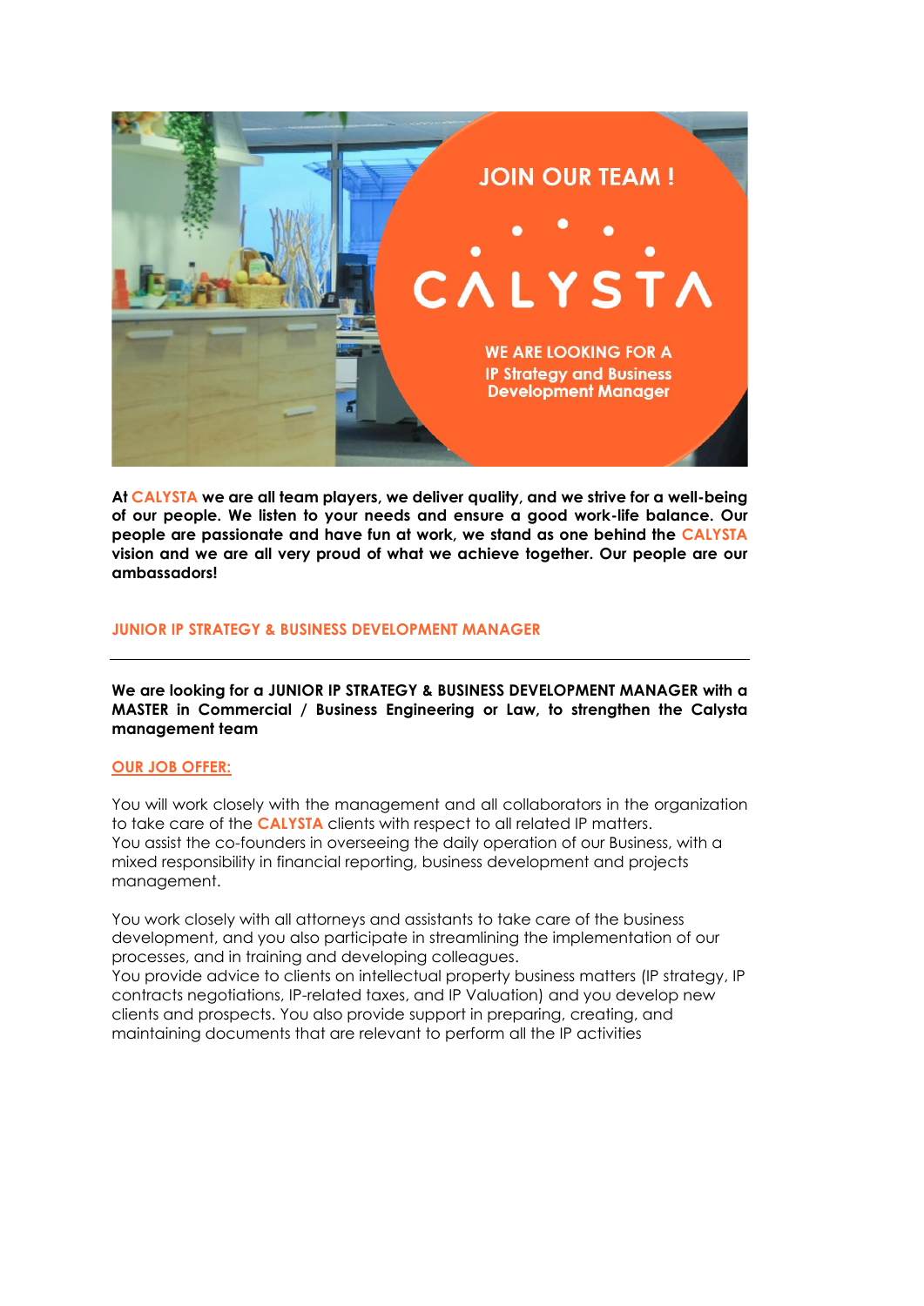JOIN OUR TEAM !

CALYSTA

WE ARE LOOKING FOR A
IP Strategy and Business Development Manager

**At CALYSTA we are all team players, we deliver quality, and we strive for a well-being of our people. We listen to your needs and ensure a good work-life balance. Our people are passionate and have fun at work, we stand as one behind the CALYSTA vision and we are all very proud of what we achieve together. Our people are our ambassadors!**

## JUNIOR IP STRATEGY & BUSINESS DEVELOPMENT MANAGER

---

**We are looking for a JUNIOR IP STRATEGY & BUSINESS DEVELOPMENT MANAGER with a MASTER in Commercial / Business Engineering or Law, to strengthen the Calysta management team**

### OUR JOB OFFER:

You will work closely with the management and all collaborators in the organization to take care of the **CALYSTA** clients with respect to all related IP matters.
You assist the co-founders in overseeing the daily operation of our Business, with a mixed responsibility in financial reporting, business development and projects management.

You work closely with all attorneys and assistants to take care of the business development, and you also participate in streamlining the implementation of our processes, and in training and developing colleagues.
You provide advice to clients on intellectual property business matters (IP strategy, IP contracts negotiations, IP-related taxes, and IP Valuation) and you develop new clients and prospects. You also provide support in preparing, creating, and maintaining documents that are relevant to perform all the IP activities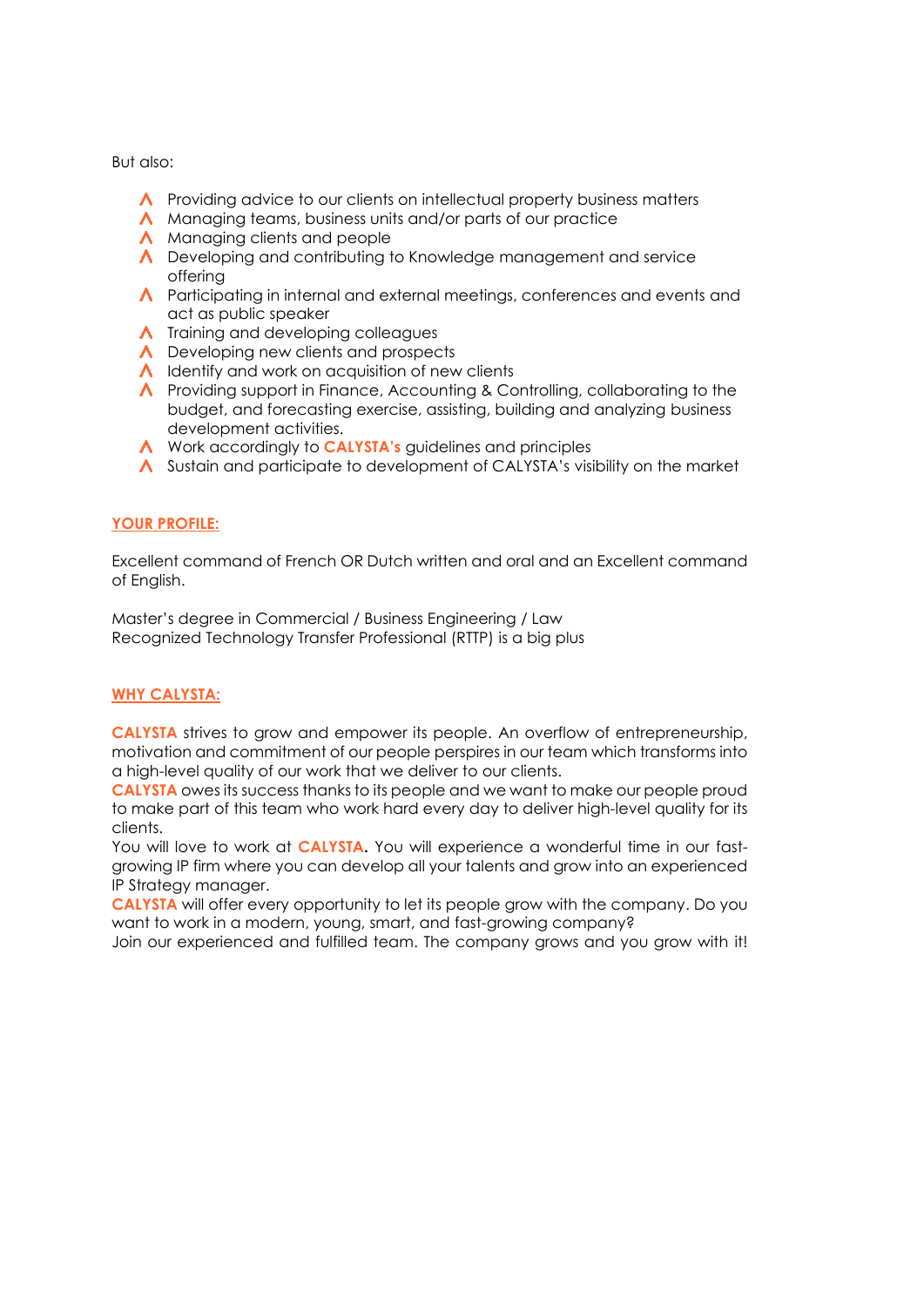But also:

- Providing advice to our clients on intellectual property business matters
- Managing teams, business units and/or parts of our practice
- Managing clients and people
- Developing and contributing to Knowledge management and service offering
- Participating in internal and external meetings, conferences and events and act as public speaker
- Training and developing colleagues
- Developing new clients and prospects
- Identify and work on acquisition of new clients
- Providing support in Finance, Accounting & Controlling, collaborating to the budget, and forecasting exercise, assisting, building and analyzing business development activities.
- Work accordingly to **CALYSTA's** guidelines and principles
- Sustain and participate to development of CALYSTA's visibility on the market

## YOUR PROFILE:

Excellent command of French OR Dutch written and oral and an Excellent command of English.

Master's degree in Commercial / Business Engineering / Law
Recognized Technology Transfer Professional (RTTP) is a big plus

## WHY CALYSTA:

**CALYSTA** strives to grow and empower its people. An overflow of entrepreneurship, motivation and commitment of our people perspires in our team which transforms into a high-level quality of our work that we deliver to our clients.
**CALYSTA** owes its success thanks to its people and we want to make our people proud to make part of this team who work hard every day to deliver high-level quality for its clients.
You will love to work at **CALYSTA.** You will experience a wonderful time in our fast-growing IP firm where you can develop all your talents and grow into an experienced IP Strategy manager.
**CALYSTA** will offer every opportunity to let its people grow with the company. Do you want to work in a modern, young, smart, and fast-growing company?
Join our experienced and fulfilled team. The company grows and you grow with it!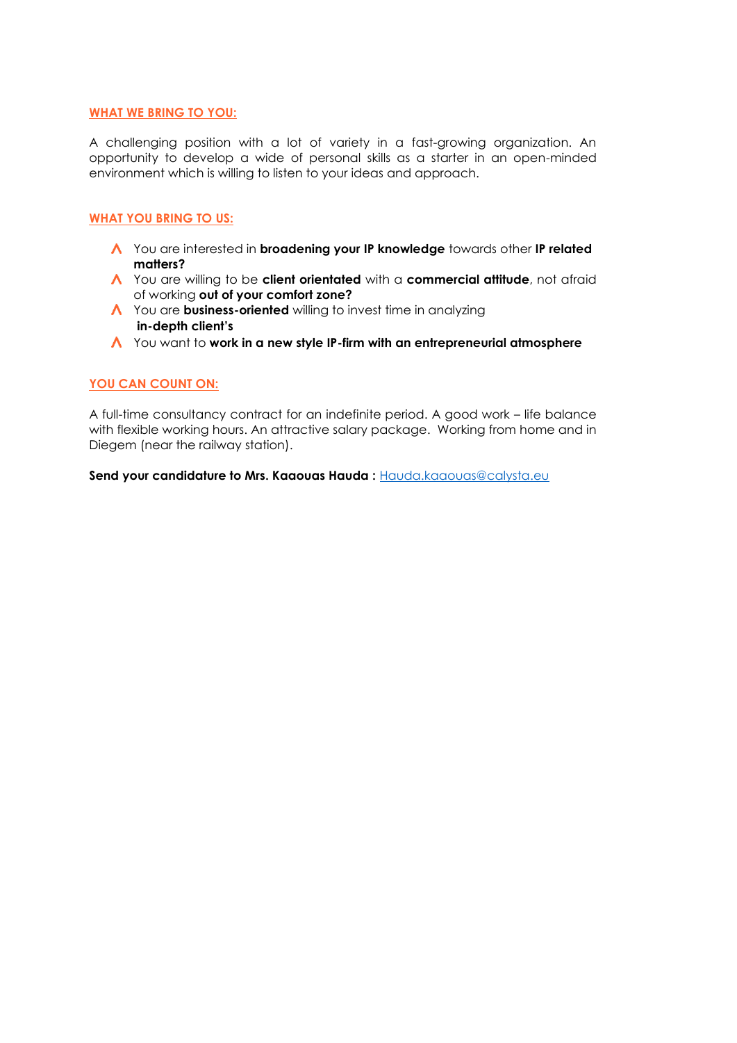## WHAT WE BRING TO YOU:

A challenging position with a lot of variety in a fast-growing organization. An opportunity to develop a wide of personal skills as a starter in an open-minded environment which is willing to listen to your ideas and approach.

## WHAT YOU BRING TO US:

- You are interested in **broadening your IP knowledge** towards other **IP related matters?**
- You are willing to be **client orientated** with a **commercial attitude**, not afraid of working **out of your comfort zone?**
- You are **business-oriented** willing to invest time in analyzing **in-depth client's**
- You want to **work in a new style IP-firm with an entrepreneurial atmosphere**

## YOU CAN COUNT ON:

A full-time consultancy contract for an indefinite period. A good work – life balance with flexible working hours. An attractive salary package. Working from home and in Diegem (near the railway station).

**Send your candidature to Mrs. Kaaouas Hauda :** Hauda.kaaouas@calysta.eu